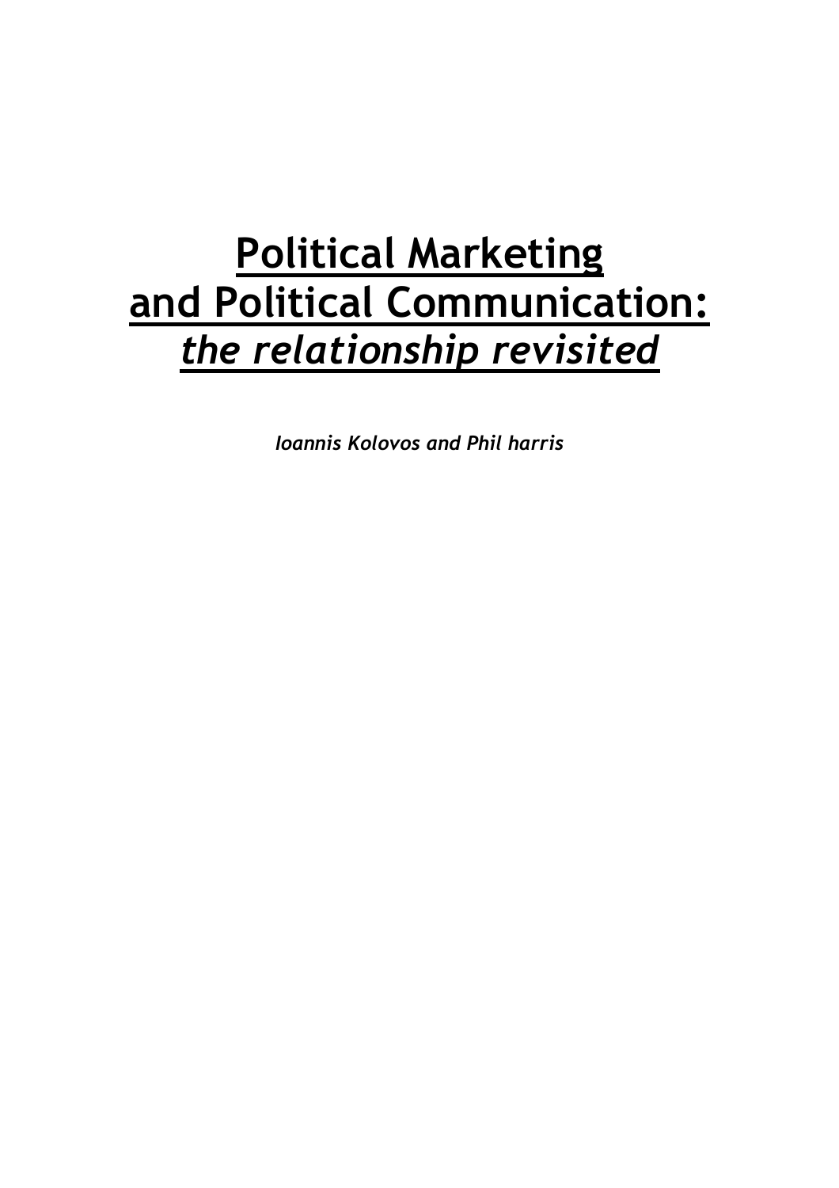# Political Marketing and Political Communication: *the relationship revisited*

*Ioannis Kolovos and Phil harris*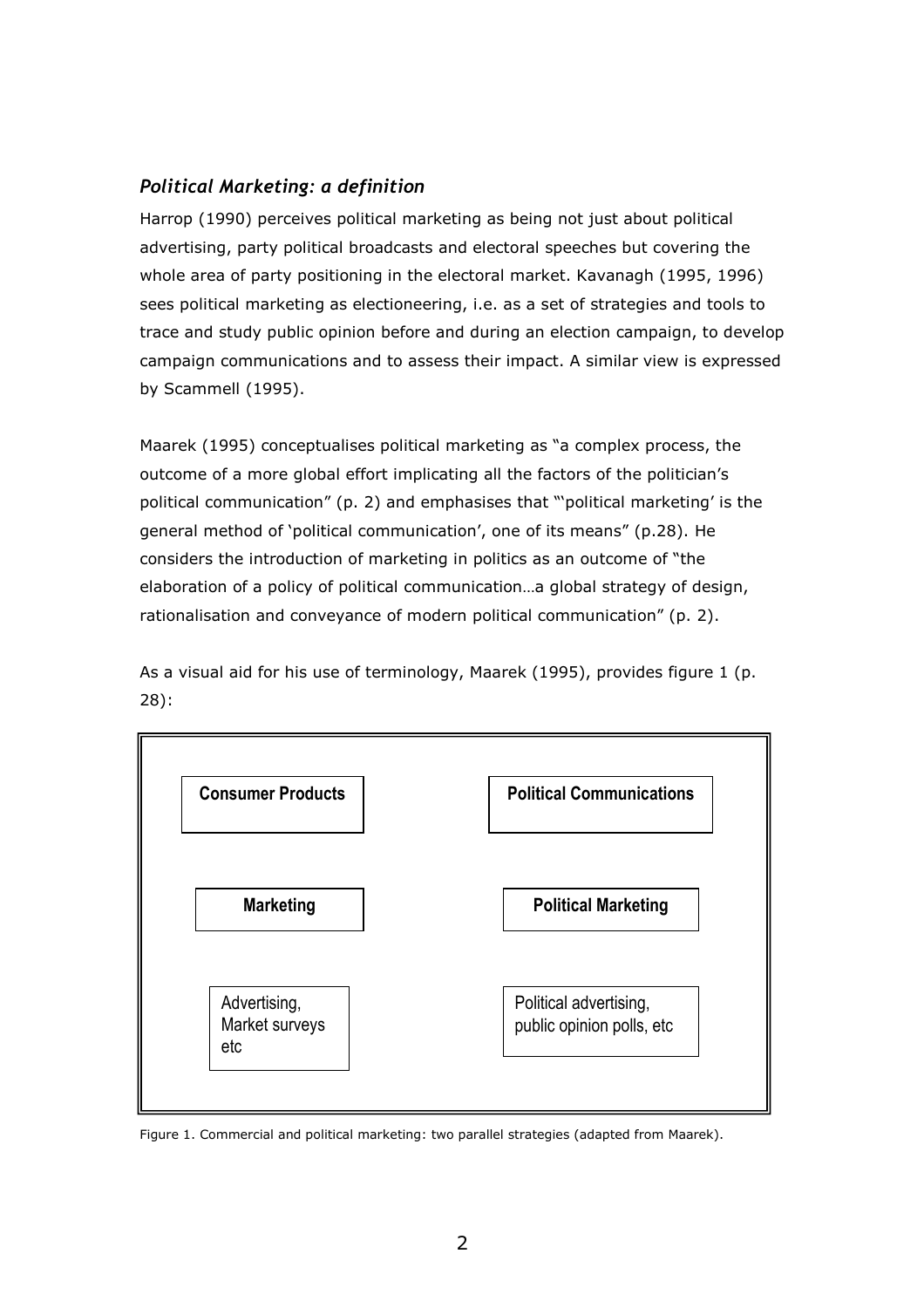### *Political Marketing: a definition*

Harrop (1990) perceives political marketing as being not just about political advertising, party political broadcasts and electoral speeches but covering the whole area of party positioning in the electoral market. Kavanagh (1995, 1996) sees political marketing as electioneering, i.e. as a set of strategies and tools to trace and study public opinion before and during an election campaign, to develop campaign communications and to assess their impact. A similar view is expressed by Scammell (1995).

Maarek (1995) conceptualises political marketing as "a complex process, the outcome of a more global effort implicating all the factors of the politician's political communication" (p. 2) and emphasises that "'political marketing' is the general method of 'political communication', one of its means" (p.28). He considers the introduction of marketing in politics as an outcome of "the elaboration of a policy of political communication…a global strategy of design, rationalisation and conveyance of modern political communication" (p. 2).

As a visual aid for his use of terminology, Maarek (1995), provides figure 1 (p. 28):

**Consumer Products**

**Political Communications**

**Marketing**

**Political Marketing**

Advertising, Market surveys etc

Political advertising, public opinion polls, etc

Figure 1. Commercial and political marketing: two parallel strategies (adapted from Maarek).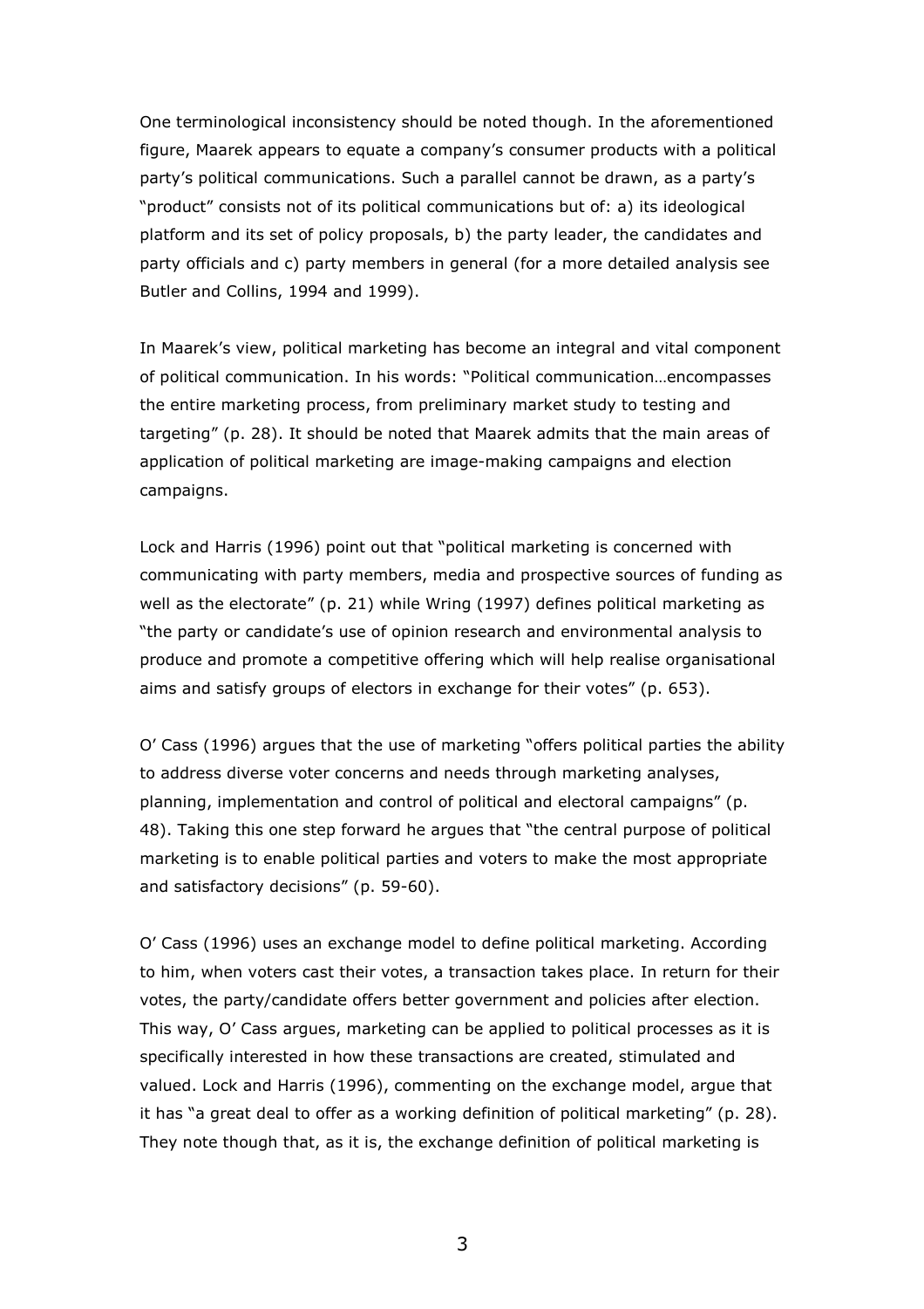One terminological inconsistency should be noted though. In the aforementioned figure, Maarek appears to equate a company's consumer products with a political party's political communications. Such a parallel cannot be drawn, as a party's "product" consists not of its political communications but of: a) its ideological platform and its set of policy proposals, b) the party leader, the candidates and party officials and c) party members in general (for a more detailed analysis see Butler and Collins, 1994 and 1999).

In Maarek's view, political marketing has become an integral and vital component of political communication. In his words: "Political communication…encompasses the entire marketing process, from preliminary market study to testing and targeting" (p. 28). It should be noted that Maarek admits that the main areas of application of political marketing are image-making campaigns and election campaigns.

Lock and Harris (1996) point out that "political marketing is concerned with communicating with party members, media and prospective sources of funding as well as the electorate" (p. 21) while Wring (1997) defines political marketing as "the party or candidate's use of opinion research and environmental analysis to produce and promote a competitive offering which will help realise organisational aims and satisfy groups of electors in exchange for their votes" (p. 653).

O' Cass (1996) argues that the use of marketing "offers political parties the ability to address diverse voter concerns and needs through marketing analyses, planning, implementation and control of political and electoral campaigns" (p. 48). Taking this one step forward he argues that "the central purpose of political marketing is to enable political parties and voters to make the most appropriate and satisfactory decisions" (p. 59-60).

O' Cass (1996) uses an exchange model to define political marketing. According to him, when voters cast their votes, a transaction takes place. In return for their votes, the party/candidate offers better government and policies after election. This way, O' Cass argues, marketing can be applied to political processes as it is specifically interested in how these transactions are created, stimulated and valued. Lock and Harris (1996), commenting on the exchange model, argue that it has "a great deal to offer as a working definition of political marketing" (p. 28). They note though that, as it is, the exchange definition of political marketing is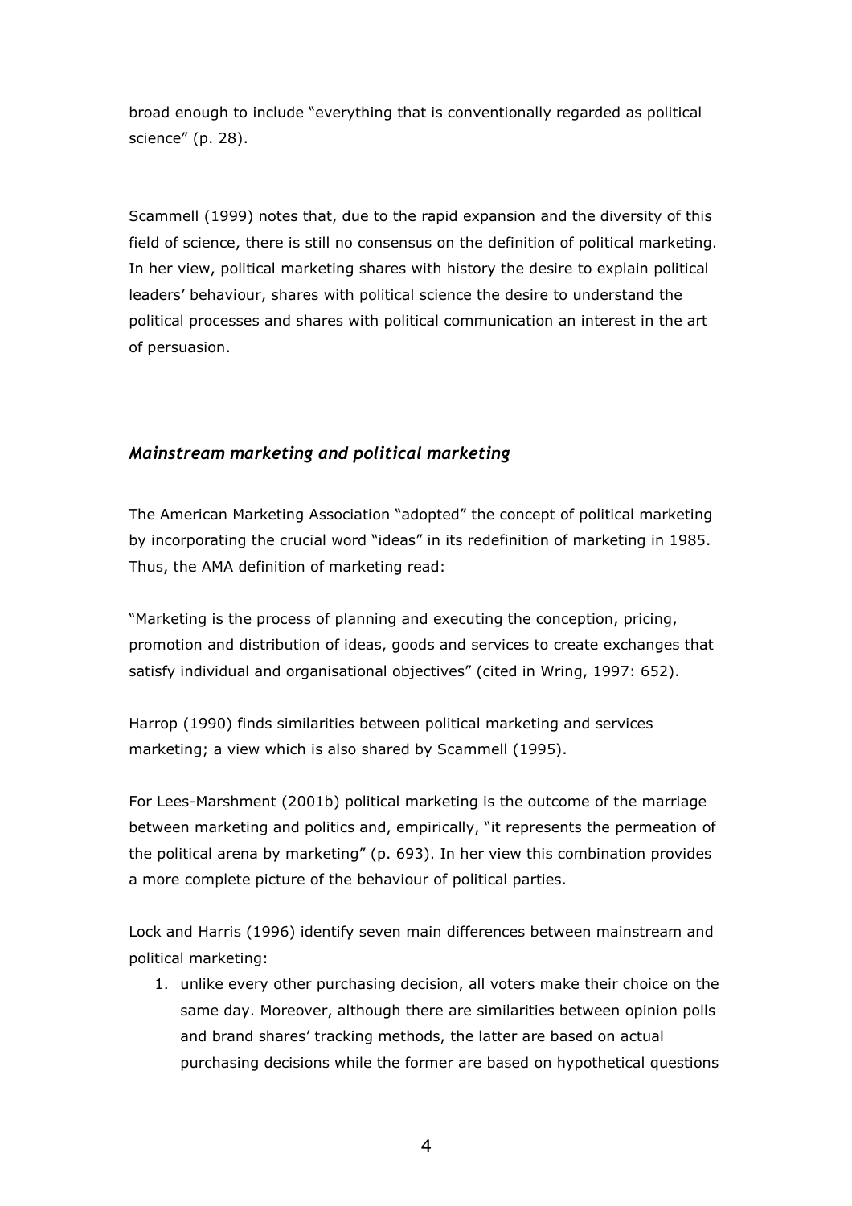broad enough to include "everything that is conventionally regarded as political science" (p. 28).

Scammell (1999) notes that, due to the rapid expansion and the diversity of this field of science, there is still no consensus on the definition of political marketing. In her view, political marketing shares with history the desire to explain political leaders' behaviour, shares with political science the desire to understand the political processes and shares with political communication an interest in the art of persuasion.

### *Mainstream marketing and political marketing*

The American Marketing Association "adopted" the concept of political marketing by incorporating the crucial word "ideas" in its redefinition of marketing in 1985. Thus, the AMA definition of marketing read:

"Marketing is the process of planning and executing the conception, pricing, promotion and distribution of ideas, goods and services to create exchanges that satisfy individual and organisational objectives" (cited in Wring, 1997: 652).

Harrop (1990) finds similarities between political marketing and services marketing; a view which is also shared by Scammell (1995).

For Lees-Marshment (2001b) political marketing is the outcome of the marriage between marketing and politics and, empirically, "it represents the permeation of the political arena by marketing" (p. 693). In her view this combination provides a more complete picture of the behaviour of political parties.

Lock and Harris (1996) identify seven main differences between mainstream and political marketing:

1. unlike every other purchasing decision, all voters make their choice on the same day. Moreover, although there are similarities between opinion polls and brand shares' tracking methods, the latter are based on actual purchasing decisions while the former are based on hypothetical questions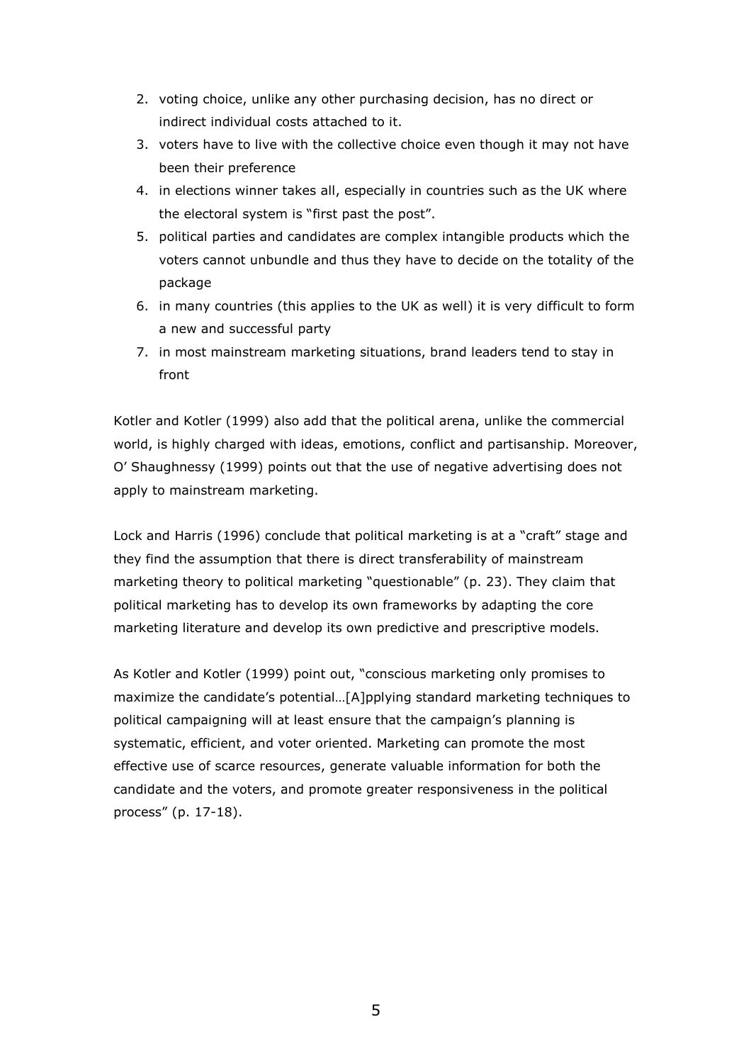2. voting choice, unlike any other purchasing decision, has no direct or indirect individual costs attached to it.
3. voters have to live with the collective choice even though it may not have been their preference
4. in elections winner takes all, especially in countries such as the UK where the electoral system is "first past the post".
5. political parties and candidates are complex intangible products which the voters cannot unbundle and thus they have to decide on the totality of the package
6. in many countries (this applies to the UK as well) it is very difficult to form a new and successful party
7. in most mainstream marketing situations, brand leaders tend to stay in front

Kotler and Kotler (1999) also add that the political arena, unlike the commercial world, is highly charged with ideas, emotions, conflict and partisanship. Moreover, O' Shaughnessy (1999) points out that the use of negative advertising does not apply to mainstream marketing.

Lock and Harris (1996) conclude that political marketing is at a "craft" stage and they find the assumption that there is direct transferability of mainstream marketing theory to political marketing "questionable" (p. 23). They claim that political marketing has to develop its own frameworks by adapting the core marketing literature and develop its own predictive and prescriptive models.

As Kotler and Kotler (1999) point out, "conscious marketing only promises to maximize the candidate's potential…[A]pplying standard marketing techniques to political campaigning will at least ensure that the campaign's planning is systematic, efficient, and voter oriented. Marketing can promote the most effective use of scarce resources, generate valuable information for both the candidate and the voters, and promote greater responsiveness in the political process" (p. 17-18).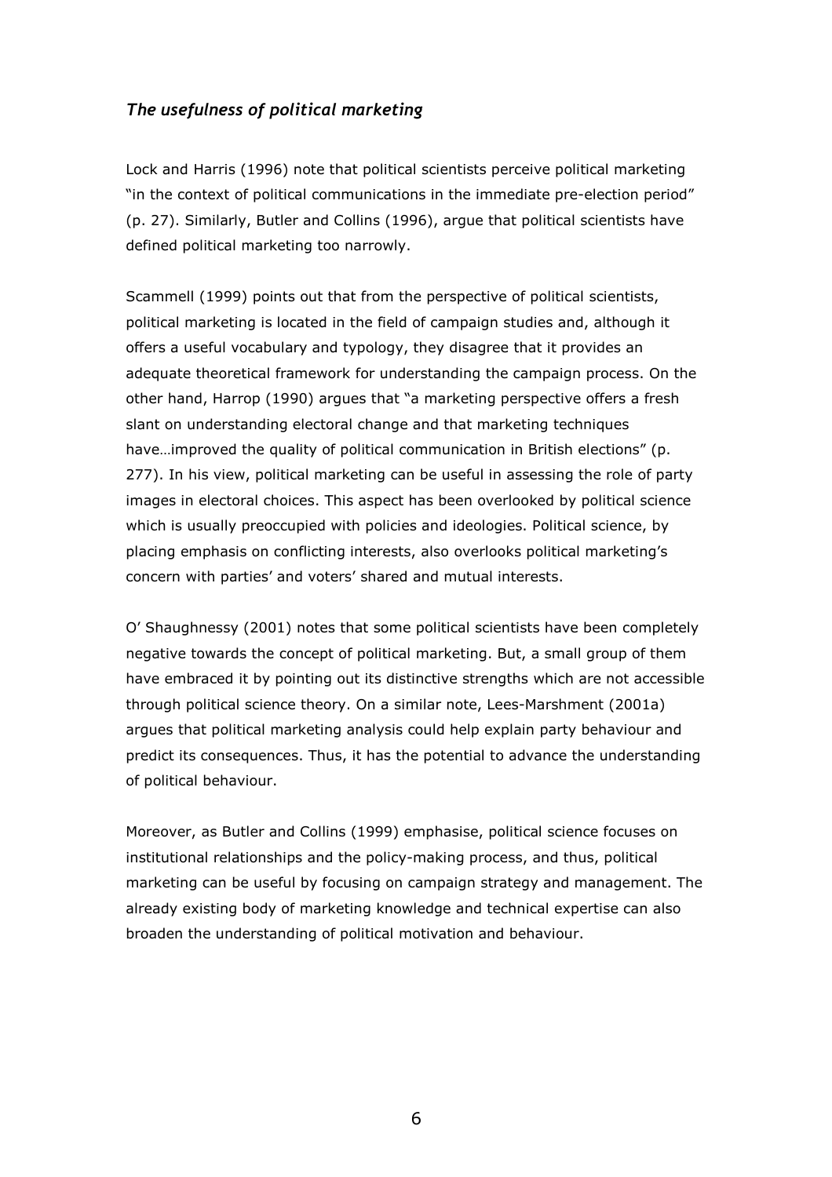## *The usefulness of political marketing*

Lock and Harris (1996) note that political scientists perceive political marketing "in the context of political communications in the immediate pre-election period" (p. 27). Similarly, Butler and Collins (1996), argue that political scientists have defined political marketing too narrowly.

Scammell (1999) points out that from the perspective of political scientists, political marketing is located in the field of campaign studies and, although it offers a useful vocabulary and typology, they disagree that it provides an adequate theoretical framework for understanding the campaign process. On the other hand, Harrop (1990) argues that "a marketing perspective offers a fresh slant on understanding electoral change and that marketing techniques have…improved the quality of political communication in British elections" (p. 277). In his view, political marketing can be useful in assessing the role of party images in electoral choices. This aspect has been overlooked by political science which is usually preoccupied with policies and ideologies. Political science, by placing emphasis on conflicting interests, also overlooks political marketing's concern with parties' and voters' shared and mutual interests.

O' Shaughnessy (2001) notes that some political scientists have been completely negative towards the concept of political marketing. But, a small group of them have embraced it by pointing out its distinctive strengths which are not accessible through political science theory. On a similar note, Lees-Marshment (2001a) argues that political marketing analysis could help explain party behaviour and predict its consequences. Thus, it has the potential to advance the understanding of political behaviour.

Moreover, as Butler and Collins (1999) emphasise, political science focuses on institutional relationships and the policy-making process, and thus, political marketing can be useful by focusing on campaign strategy and management. The already existing body of marketing knowledge and technical expertise can also broaden the understanding of political motivation and behaviour.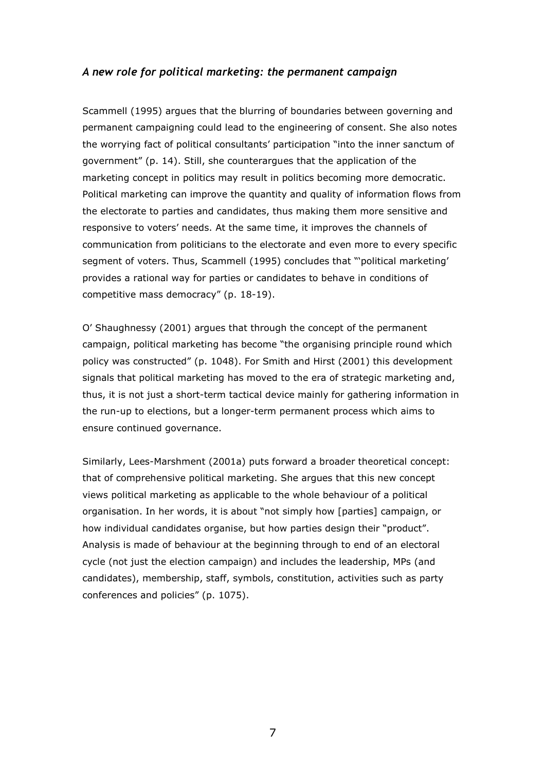### *A new role for political marketing: the permanent campaign*

Scammell (1995) argues that the blurring of boundaries between governing and permanent campaigning could lead to the engineering of consent. She also notes the worrying fact of political consultants' participation "into the inner sanctum of government" (p. 14). Still, she counterargues that the application of the marketing concept in politics may result in politics becoming more democratic. Political marketing can improve the quantity and quality of information flows from the electorate to parties and candidates, thus making them more sensitive and responsive to voters' needs. At the same time, it improves the channels of communication from politicians to the electorate and even more to every specific segment of voters. Thus, Scammell (1995) concludes that "'political marketing' provides a rational way for parties or candidates to behave in conditions of competitive mass democracy" (p. 18-19).

O' Shaughnessy (2001) argues that through the concept of the permanent campaign, political marketing has become "the organising principle round which policy was constructed" (p. 1048). For Smith and Hirst (2001) this development signals that political marketing has moved to the era of strategic marketing and, thus, it is not just a short-term tactical device mainly for gathering information in the run-up to elections, but a longer-term permanent process which aims to ensure continued governance.

Similarly, Lees-Marshment (2001a) puts forward a broader theoretical concept: that of comprehensive political marketing. She argues that this new concept views political marketing as applicable to the whole behaviour of a political organisation. In her words, it is about "not simply how [parties] campaign, or how individual candidates organise, but how parties design their "product". Analysis is made of behaviour at the beginning through to end of an electoral cycle (not just the election campaign) and includes the leadership, MPs (and candidates), membership, staff, symbols, constitution, activities such as party conferences and policies" (p. 1075).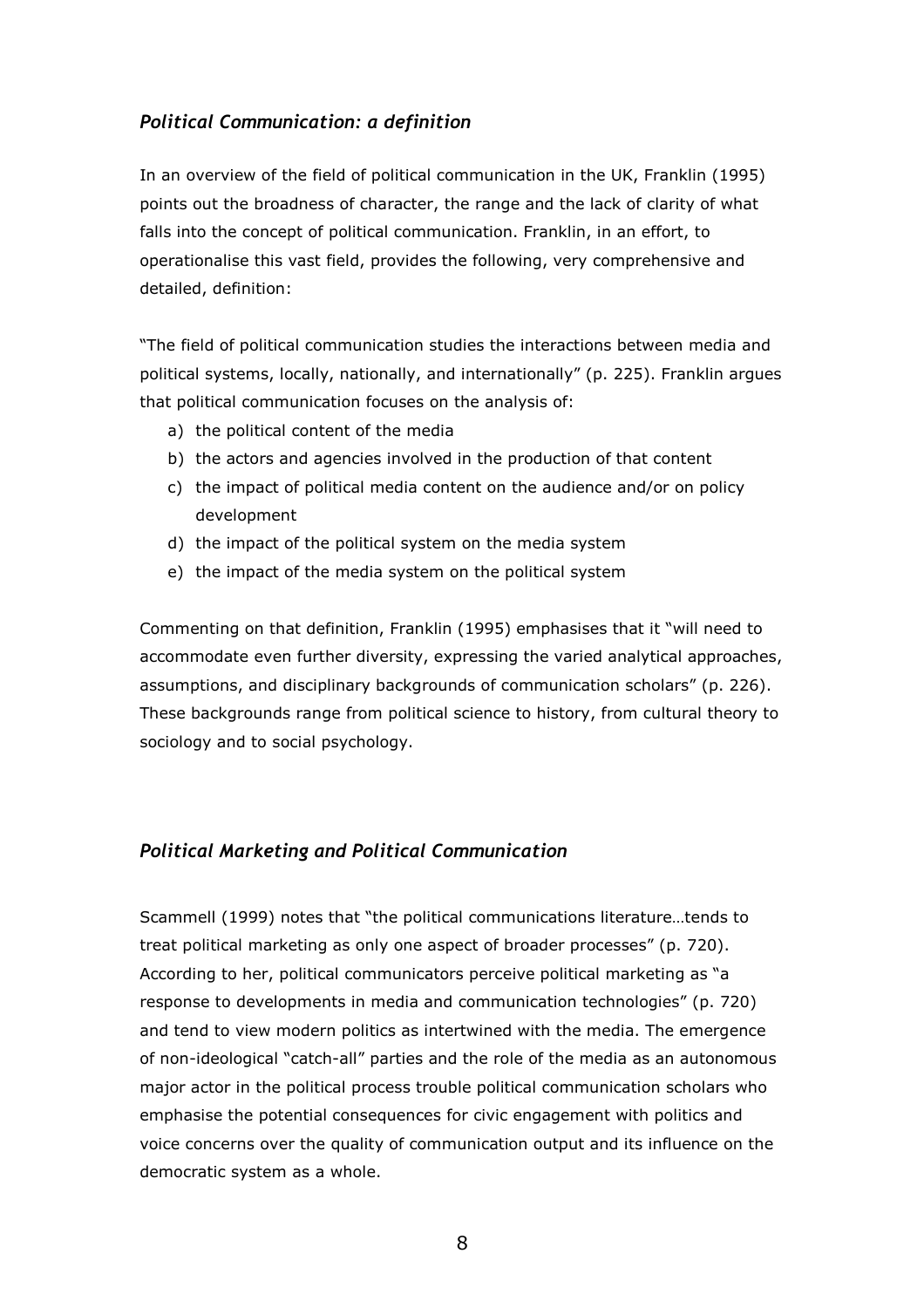### *Political Communication: a definition*

In an overview of the field of political communication in the UK, Franklin (1995) points out the broadness of character, the range and the lack of clarity of what falls into the concept of political communication. Franklin, in an effort, to operationalise this vast field, provides the following, very comprehensive and detailed, definition:

"The field of political communication studies the interactions between media and political systems, locally, nationally, and internationally" (p. 225). Franklin argues that political communication focuses on the analysis of:

a) the political content of the media
b) the actors and agencies involved in the production of that content
c) the impact of political media content on the audience and/or on policy development
d) the impact of the political system on the media system
e) the impact of the media system on the political system

Commenting on that definition, Franklin (1995) emphasises that it "will need to accommodate even further diversity, expressing the varied analytical approaches, assumptions, and disciplinary backgrounds of communication scholars" (p. 226). These backgrounds range from political science to history, from cultural theory to sociology and to social psychology.

### *Political Marketing and Political Communication*

Scammell (1999) notes that "the political communications literature…tends to treat political marketing as only one aspect of broader processes" (p. 720). According to her, political communicators perceive political marketing as "a response to developments in media and communication technologies" (p. 720) and tend to view modern politics as intertwined with the media. The emergence of non-ideological "catch-all" parties and the role of the media as an autonomous major actor in the political process trouble political communication scholars who emphasise the potential consequences for civic engagement with politics and voice concerns over the quality of communication output and its influence on the democratic system as a whole.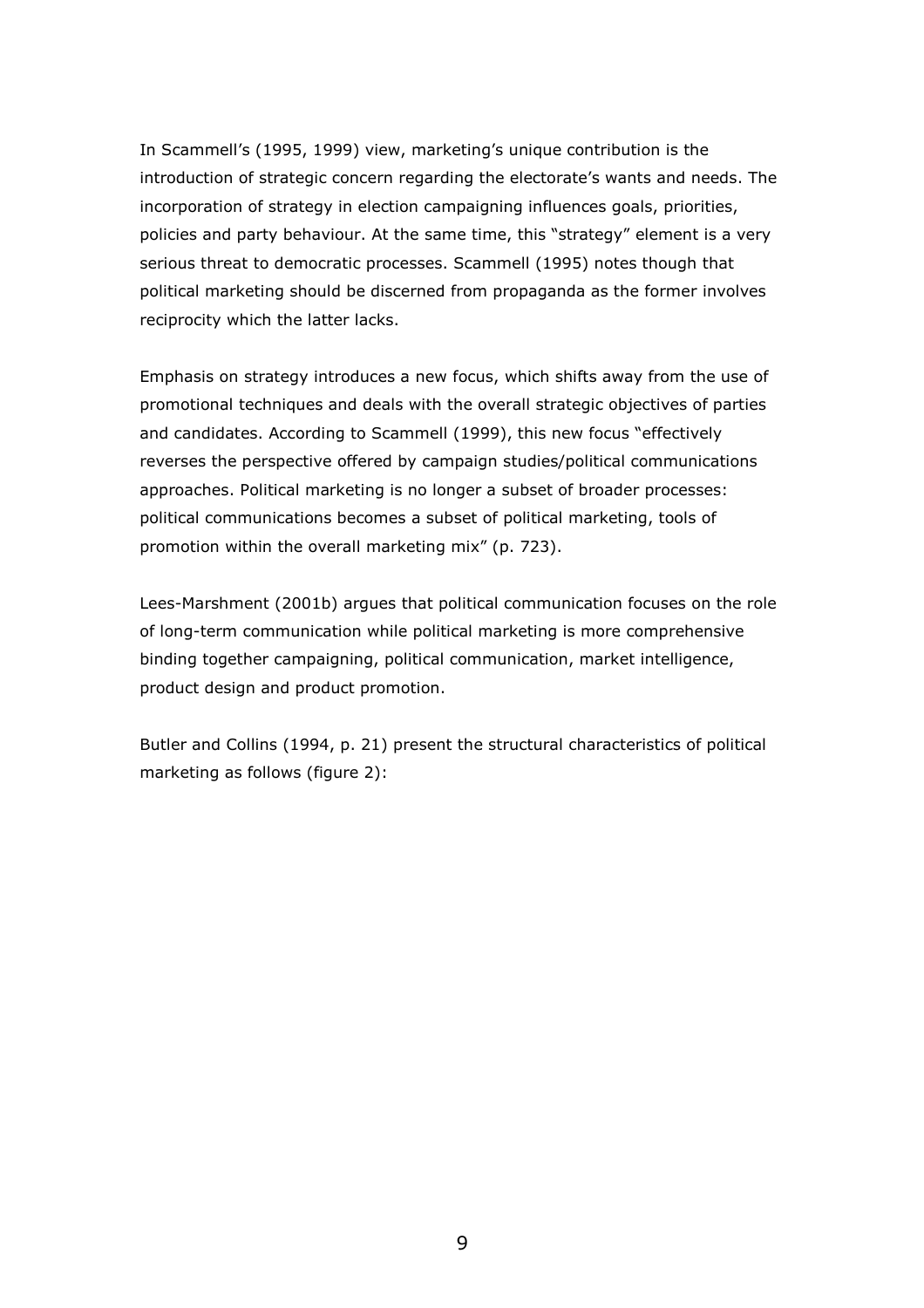In Scammell's (1995, 1999) view, marketing's unique contribution is the introduction of strategic concern regarding the electorate's wants and needs. The incorporation of strategy in election campaigning influences goals, priorities, policies and party behaviour. At the same time, this "strategy" element is a very serious threat to democratic processes. Scammell (1995) notes though that political marketing should be discerned from propaganda as the former involves reciprocity which the latter lacks.

Emphasis on strategy introduces a new focus, which shifts away from the use of promotional techniques and deals with the overall strategic objectives of parties and candidates. According to Scammell (1999), this new focus "effectively reverses the perspective offered by campaign studies/political communications approaches. Political marketing is no longer a subset of broader processes: political communications becomes a subset of political marketing, tools of promotion within the overall marketing mix" (p. 723).

Lees-Marshment (2001b) argues that political communication focuses on the role of long-term communication while political marketing is more comprehensive binding together campaigning, political communication, market intelligence, product design and product promotion.

Butler and Collins (1994, p. 21) present the structural characteristics of political marketing as follows (figure 2):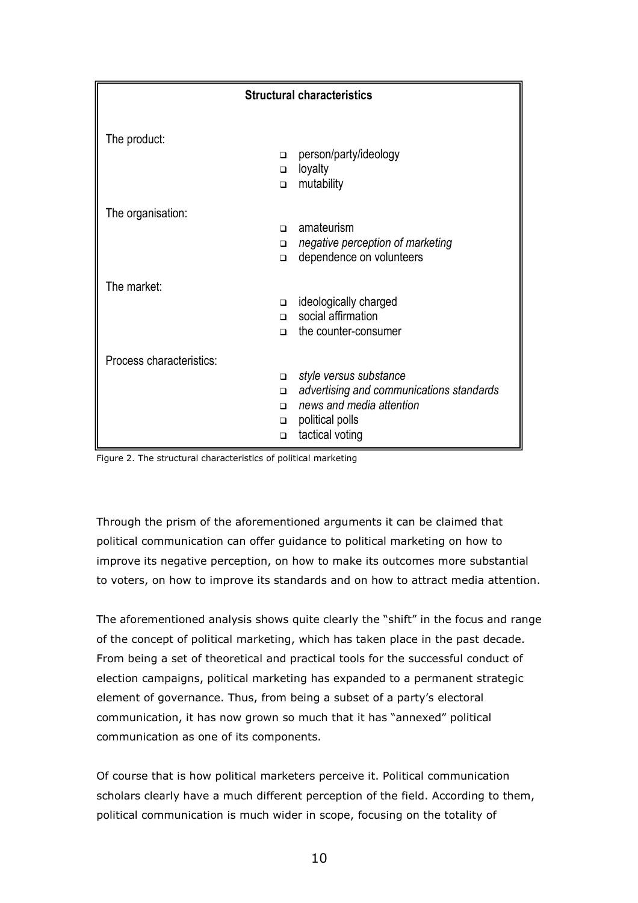**Structural characteristics**

The product:

- person/party/ideology
- loyalty
- mutability

The organisation:

- amateurism
- *negative perception of marketing*
- dependence on volunteers

The market:

- ideologically charged
- social affirmation
- the counter-consumer

Process characteristics:

- *style versus substance*
- *advertising and communications standards*
- *news and media attention*
- political polls
- tactical voting

Figure 2. The structural characteristics of political marketing

Through the prism of the aforementioned arguments it can be claimed that political communication can offer guidance to political marketing on how to improve its negative perception, on how to make its outcomes more substantial to voters, on how to improve its standards and on how to attract media attention.

The aforementioned analysis shows quite clearly the "shift" in the focus and range of the concept of political marketing, which has taken place in the past decade. From being a set of theoretical and practical tools for the successful conduct of election campaigns, political marketing has expanded to a permanent strategic element of governance. Thus, from being a subset of a party's electoral communication, it has now grown so much that it has "annexed" political communication as one of its components.

Of course that is how political marketers perceive it. Political communication scholars clearly have a much different perception of the field. According to them, political communication is much wider in scope, focusing on the totality of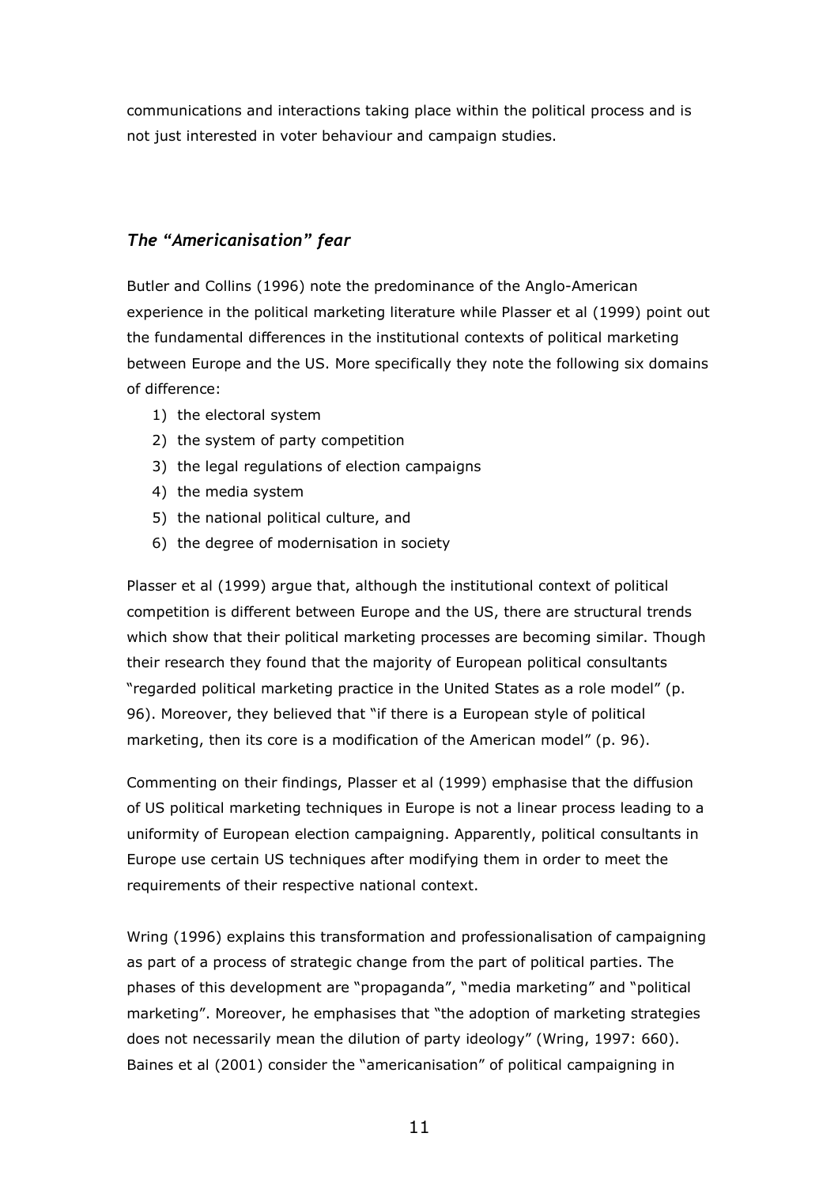communications and interactions taking place within the political process and is not just interested in voter behaviour and campaign studies.

### *The "Americanisation" fear*

Butler and Collins (1996) note the predominance of the Anglo-American experience in the political marketing literature while Plasser et al (1999) point out the fundamental differences in the institutional contexts of political marketing between Europe and the US. More specifically they note the following six domains of difference:

1) the electoral system
2) the system of party competition
3) the legal regulations of election campaigns
4) the media system
5) the national political culture, and
6) the degree of modernisation in society

Plasser et al (1999) argue that, although the institutional context of political competition is different between Europe and the US, there are structural trends which show that their political marketing processes are becoming similar. Though their research they found that the majority of European political consultants "regarded political marketing practice in the United States as a role model" (p. 96). Moreover, they believed that "if there is a European style of political marketing, then its core is a modification of the American model" (p. 96).

Commenting on their findings, Plasser et al (1999) emphasise that the diffusion of US political marketing techniques in Europe is not a linear process leading to a uniformity of European election campaigning. Apparently, political consultants in Europe use certain US techniques after modifying them in order to meet the requirements of their respective national context.

Wring (1996) explains this transformation and professionalisation of campaigning as part of a process of strategic change from the part of political parties. The phases of this development are "propaganda", "media marketing" and "political marketing". Moreover, he emphasises that "the adoption of marketing strategies does not necessarily mean the dilution of party ideology" (Wring, 1997: 660). Baines et al (2001) consider the "americanisation" of political campaigning in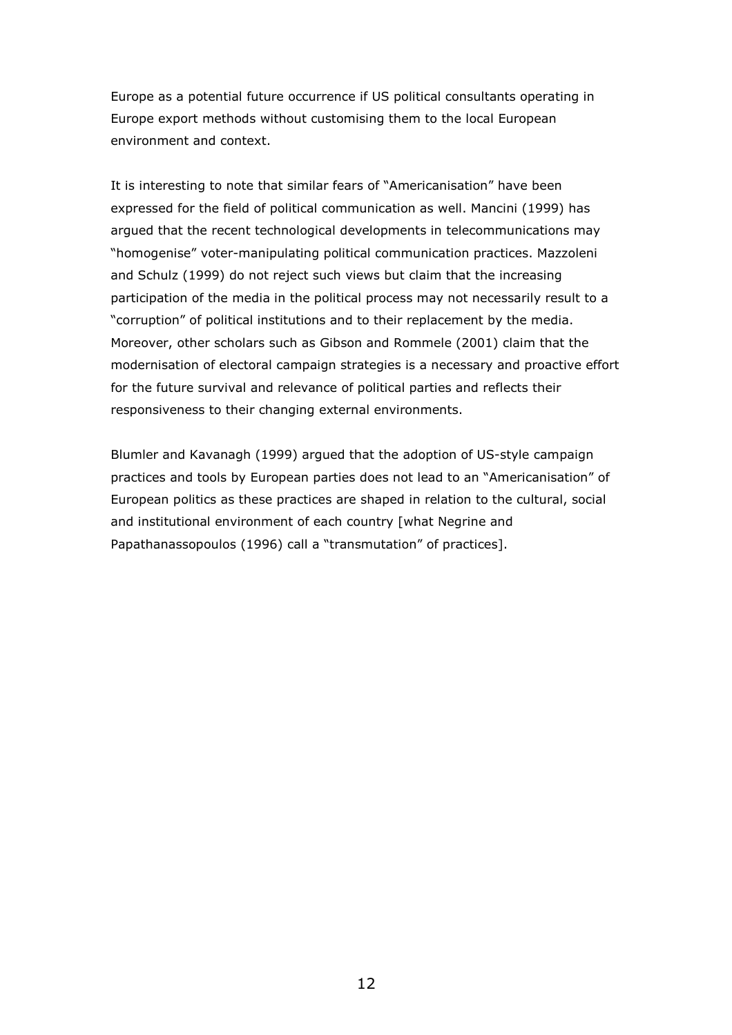Europe as a potential future occurrence if US political consultants operating in Europe export methods without customising them to the local European environment and context.

It is interesting to note that similar fears of "Americanisation" have been expressed for the field of political communication as well. Mancini (1999) has argued that the recent technological developments in telecommunications may "homogenise" voter-manipulating political communication practices. Mazzoleni and Schulz (1999) do not reject such views but claim that the increasing participation of the media in the political process may not necessarily result to a "corruption" of political institutions and to their replacement by the media. Moreover, other scholars such as Gibson and Rommele (2001) claim that the modernisation of electoral campaign strategies is a necessary and proactive effort for the future survival and relevance of political parties and reflects their responsiveness to their changing external environments.

Blumler and Kavanagh (1999) argued that the adoption of US-style campaign practices and tools by European parties does not lead to an "Americanisation" of European politics as these practices are shaped in relation to the cultural, social and institutional environment of each country [what Negrine and Papathanassopoulos (1996) call a "transmutation" of practices].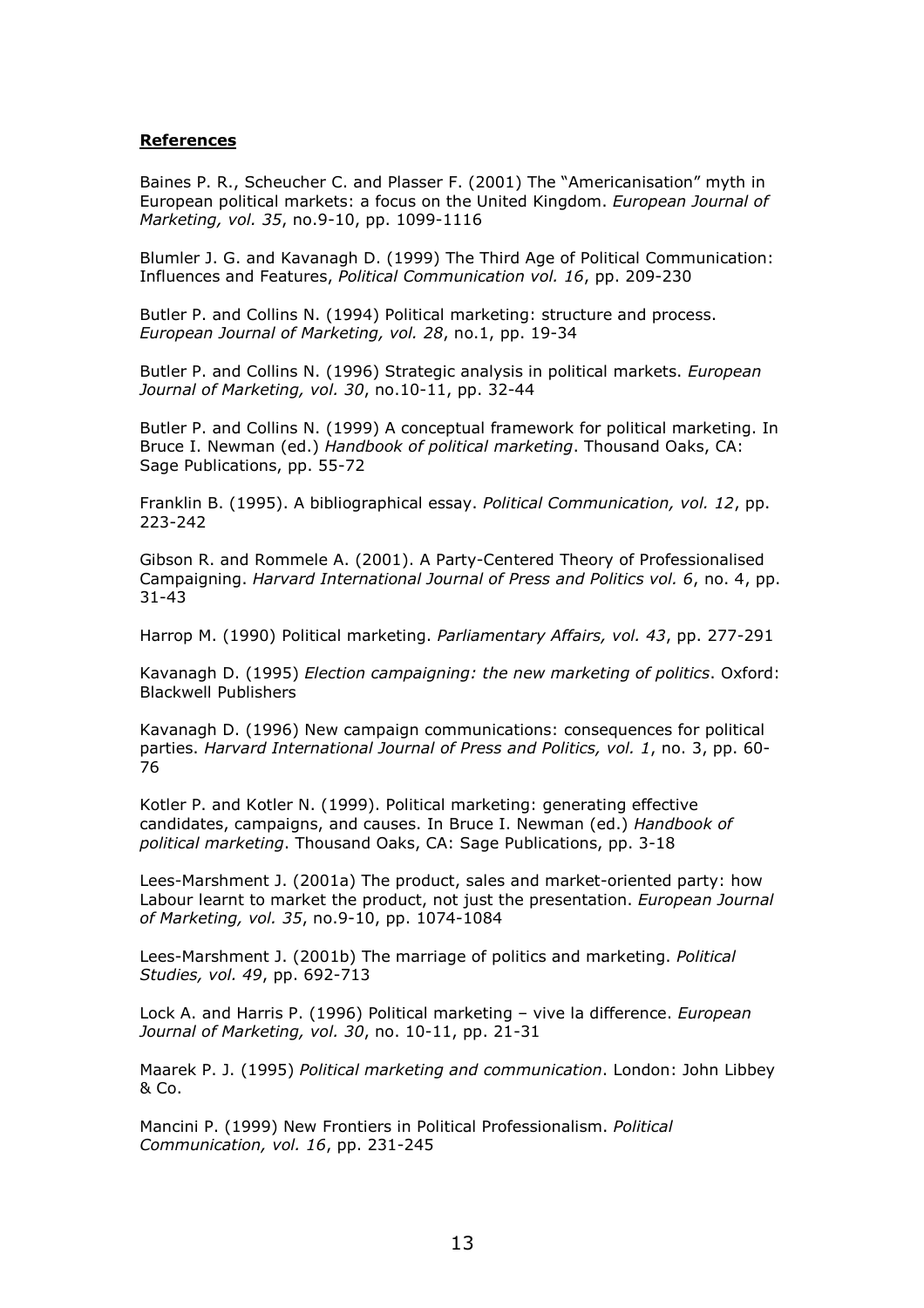**References**

Baines P. R., Scheucher C. and Plasser F. (2001) The "Americanisation" myth in European political markets: a focus on the United Kingdom. *European Journal of Marketing, vol. 35*, no.9-10, pp. 1099-1116

Blumler J. G. and Kavanagh D. (1999) The Third Age of Political Communication: Influences and Features, *Political Communication vol. 16*, pp. 209-230

Butler P. and Collins N. (1994) Political marketing: structure and process. *European Journal of Marketing, vol. 28*, no.1, pp. 19-34

Butler P. and Collins N. (1996) Strategic analysis in political markets. *European Journal of Marketing, vol. 30*, no.10-11, pp. 32-44

Butler P. and Collins N. (1999) A conceptual framework for political marketing. In Bruce I. Newman (ed.) *Handbook of political marketing*. Thousand Oaks, CA: Sage Publications, pp. 55-72

Franklin B. (1995). A bibliographical essay. *Political Communication, vol. 12*, pp. 223-242

Gibson R. and Rommele A. (2001). A Party-Centered Theory of Professionalised Campaigning. *Harvard International Journal of Press and Politics vol. 6*, no. 4, pp. 31-43

Harrop M. (1990) Political marketing. *Parliamentary Affairs, vol. 43*, pp. 277-291

Kavanagh D. (1995) *Election campaigning: the new marketing of politics*. Oxford: Blackwell Publishers

Kavanagh D. (1996) New campaign communications: consequences for political parties. *Harvard International Journal of Press and Politics, vol. 1*, no. 3, pp. 60-76

Kotler P. and Kotler N. (1999). Political marketing: generating effective candidates, campaigns, and causes. In Bruce I. Newman (ed.) *Handbook of political marketing*. Thousand Oaks, CA: Sage Publications, pp. 3-18

Lees-Marshment J. (2001a) The product, sales and market-oriented party: how Labour learnt to market the product, not just the presentation. *European Journal of Marketing, vol. 35*, no.9-10, pp. 1074-1084

Lees-Marshment J. (2001b) The marriage of politics and marketing. *Political Studies, vol. 49*, pp. 692-713

Lock A. and Harris P. (1996) Political marketing – vive la difference. *European Journal of Marketing, vol. 30*, no. 10-11, pp. 21-31

Maarek P. J. (1995) *Political marketing and communication*. London: John Libbey & Co.

Mancini P. (1999) New Frontiers in Political Professionalism. *Political Communication, vol. 16*, pp. 231-245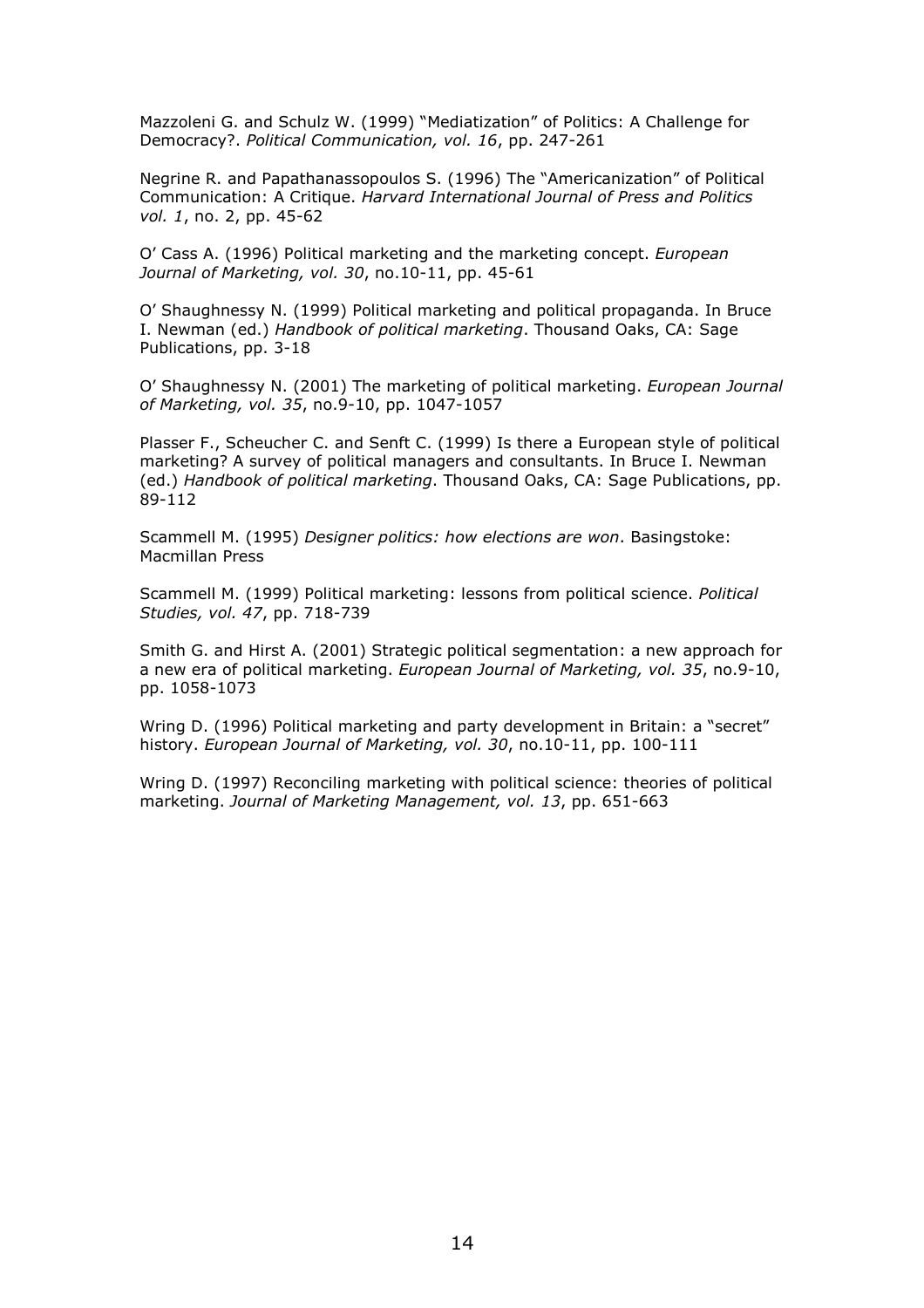Mazzoleni G. and Schulz W. (1999) "Mediatization" of Politics: A Challenge for Democracy?. *Political Communication, vol. 16*, pp. 247-261

Negrine R. and Papathanassopoulos S. (1996) The "Americanization" of Political Communication: A Critique. *Harvard International Journal of Press and Politics vol. 1*, no. 2, pp. 45-62

O' Cass A. (1996) Political marketing and the marketing concept. *European Journal of Marketing, vol. 30*, no.10-11, pp. 45-61

O' Shaughnessy N. (1999) Political marketing and political propaganda. In Bruce I. Newman (ed.) *Handbook of political marketing*. Thousand Oaks, CA: Sage Publications, pp. 3-18

O' Shaughnessy N. (2001) The marketing of political marketing. *European Journal of Marketing, vol. 35*, no.9-10, pp. 1047-1057

Plasser F., Scheucher C. and Senft C. (1999) Is there a European style of political marketing? A survey of political managers and consultants. In Bruce I. Newman (ed.) *Handbook of political marketing*. Thousand Oaks, CA: Sage Publications, pp. 89-112

Scammell M. (1995) *Designer politics: how elections are won*. Basingstoke: Macmillan Press

Scammell M. (1999) Political marketing: lessons from political science. *Political Studies, vol. 47*, pp. 718-739

Smith G. and Hirst A. (2001) Strategic political segmentation: a new approach for a new era of political marketing. *European Journal of Marketing, vol. 35*, no.9-10, pp. 1058-1073

Wring D. (1996) Political marketing and party development in Britain: a "secret" history. *European Journal of Marketing, vol. 30*, no.10-11, pp. 100-111

Wring D. (1997) Reconciling marketing with political science: theories of political marketing. *Journal of Marketing Management, vol. 13*, pp. 651-663